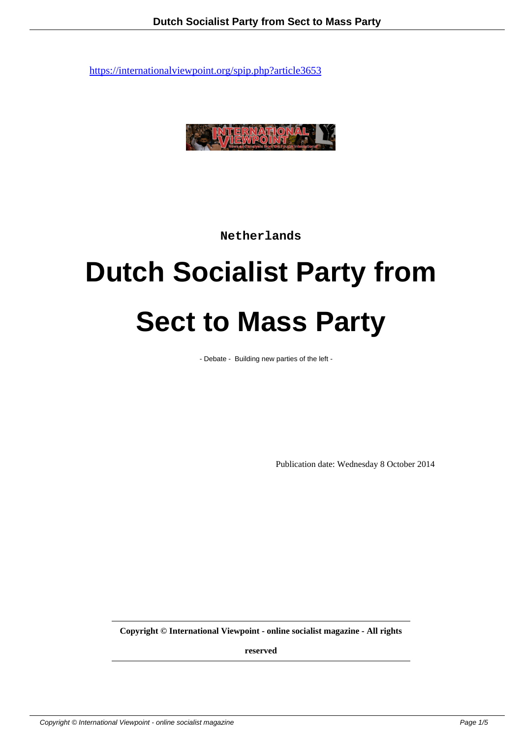https://internationalviewpoint.org/spip.php?article3653

Netherlands

# Dutch Socialist Party from Sect to Mass Party

- Debate - Building new parties of the left -

Publication date: Wednesday 8 October 2014

**Copyright © International Viewpoint - online socialist magazine - All rights reserved**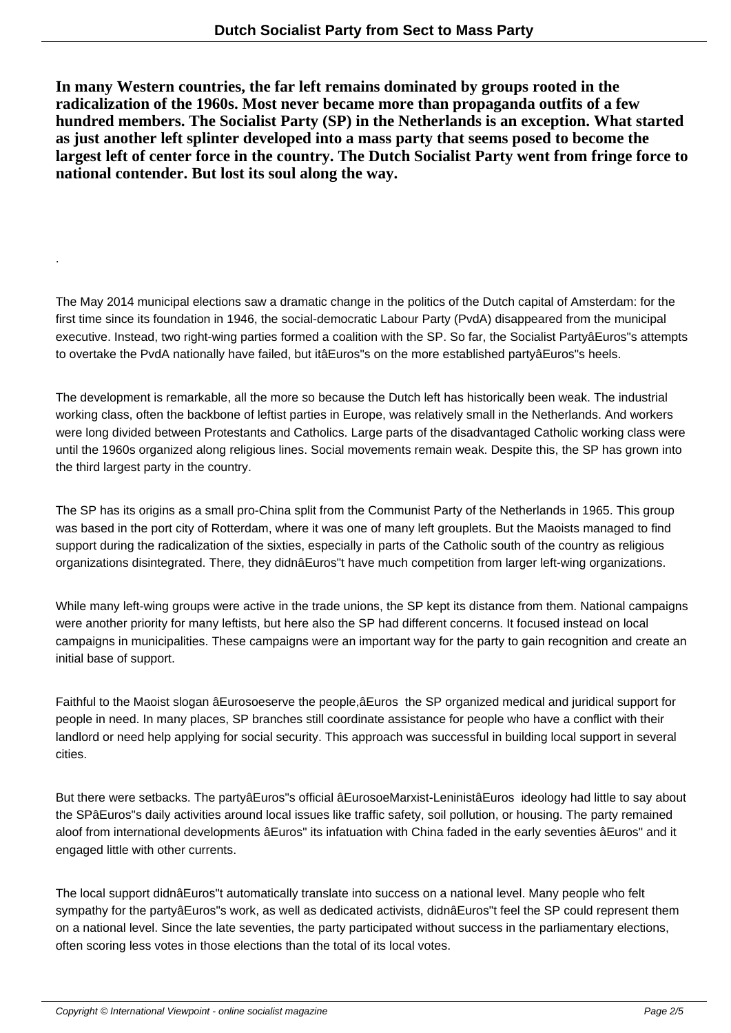**In many Western countries, the far left remains dominated by groups rooted in the radicalization of the 1960s. Most never became more than propaganda outfits of a few hundred members. The Socialist Party (SP) in the Netherlands is an exception. What started as just another left splinter developed into a mass party that seems posed to become the largest left of center force in the country. The Dutch Socialist Party went from fringe force to national contender. But lost its soul along the way.**

.

The May 2014 municipal elections saw a dramatic change in the politics of the Dutch capital of Amsterdam: for the first time since its foundation in 1946, the social-democratic Labour Party (PvdA) disappeared from the municipal executive. Instead, two right-wing parties formed a coalition with the SP. So far, the Socialist PartyâEuros"s attempts to overtake the PvdA nationally have failed, but itâEuros"s on the more established partyâEuros"s heels.

The development is remarkable, all the more so because the Dutch left has historically been weak. The industrial working class, often the backbone of leftist parties in Europe, was relatively small in the Netherlands. And workers were long divided between Protestants and Catholics. Large parts of the disadvantaged Catholic working class were until the 1960s organized along religious lines. Social movements remain weak. Despite this, the SP has grown into the third largest party in the country.

The SP has its origins as a small pro-China split from the Communist Party of the Netherlands in 1965. This group was based in the port city of Rotterdam, where it was one of many left grouplets. But the Maoists managed to find support during the radicalization of the sixties, especially in parts of the Catholic south of the country as religious organizations disintegrated. There, they didnâEuros"t have much competition from larger left-wing organizations.

While many left-wing groups were active in the trade unions, the SP kept its distance from them. National campaigns were another priority for many leftists, but here also the SP had different concerns. It focused instead on local campaigns in municipalities. These campaigns were an important way for the party to gain recognition and create an initial base of support.

Faithful to the Maoist slogan âEurosoeserve the people,âEuros  the SP organized medical and juridical support for people in need. In many places, SP branches still coordinate assistance for people who have a conflict with their landlord or need help applying for social security. This approach was successful in building local support in several cities.

But there were setbacks. The partyâEuros"s official âEurosoeMarxist-LeninistâEuros  ideology had little to say about the SPâEuros"s daily activities around local issues like traffic safety, soil pollution, or housing. The party remained aloof from international developments âEuros" its infatuation with China faded in the early seventies âEuros" and it engaged little with other currents.

The local support didnâEuros"t automatically translate into success on a national level. Many people who felt sympathy for the partyâEuros"s work, as well as dedicated activists, didnâEuros"t feel the SP could represent them on a national level. Since the late seventies, the party participated without success in the parliamentary elections, often scoring less votes in those elections than the total of its local votes.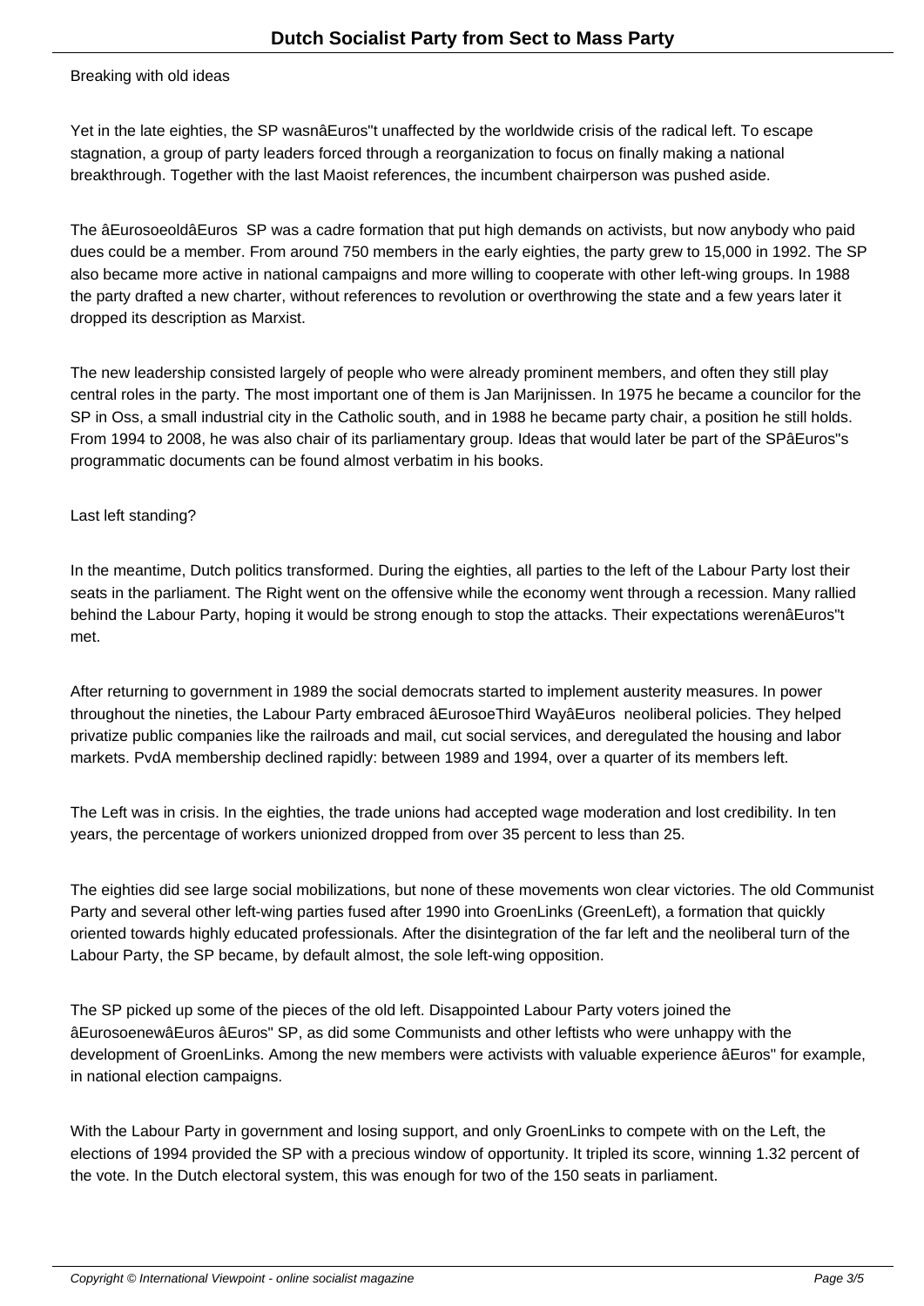## Breaking with old ideas

Yet in the late eighties, the SP wasnâEuros"t unaffected by the worldwide crisis of the radical left. To escape stagnation, a group of party leaders forced through a reorganization to focus on finally making a national breakthrough. Together with the last Maoist references, the incumbent chairperson was pushed aside.

The âEurosoeoldâEuros SP was a cadre formation that put high demands on activists, but now anybody who paid dues could be a member. From around 750 members in the early eighties, the party grew to 15,000 in 1992. The SP also became more active in national campaigns and more willing to cooperate with other left-wing groups. In 1988 the party drafted a new charter, without references to revolution or overthrowing the state and a few years later it dropped its description as Marxist.

The new leadership consisted largely of people who were already prominent members, and often they still play central roles in the party. The most important one of them is Jan Marijnissen. In 1975 he became a councilor for the SP in Oss, a small industrial city in the Catholic south, and in 1988 he became party chair, a position he still holds. From 1994 to 2008, he was also chair of its parliamentary group. Ideas that would later be part of the SPâEuros"s programmatic documents can be found almost verbatim in his books.

## Last left standing?

In the meantime, Dutch politics transformed. During the eighties, all parties to the left of the Labour Party lost their seats in the parliament. The Right went on the offensive while the economy went through a recession. Many rallied behind the Labour Party, hoping it would be strong enough to stop the attacks. Their expectations werenâEuros"t met.

After returning to government in 1989 the social democrats started to implement austerity measures. In power throughout the nineties, the Labour Party embraced âEurosoeThird WayâEuros neoliberal policies. They helped privatize public companies like the railroads and mail, cut social services, and deregulated the housing and labor markets. PvdA membership declined rapidly: between 1989 and 1994, over a quarter of its members left.

The Left was in crisis. In the eighties, the trade unions had accepted wage moderation and lost credibility. In ten years, the percentage of workers unionized dropped from over 35 percent to less than 25.

The eighties did see large social mobilizations, but none of these movements won clear victories. The old Communist Party and several other left-wing parties fused after 1990 into GroenLinks (GreenLeft), a formation that quickly oriented towards highly educated professionals. After the disintegration of the far left and the neoliberal turn of the Labour Party, the SP became, by default almost, the sole left-wing opposition.

The SP picked up some of the pieces of the old left. Disappointed Labour Party voters joined the âEurosoenewâEuros âEuros" SP, as did some Communists and other leftists who were unhappy with the development of GroenLinks. Among the new members were activists with valuable experience âEuros" for example, in national election campaigns.

With the Labour Party in government and losing support, and only GroenLinks to compete with on the Left, the elections of 1994 provided the SP with a precious window of opportunity. It tripled its score, winning 1.32 percent of the vote. In the Dutch electoral system, this was enough for two of the 150 seats in parliament.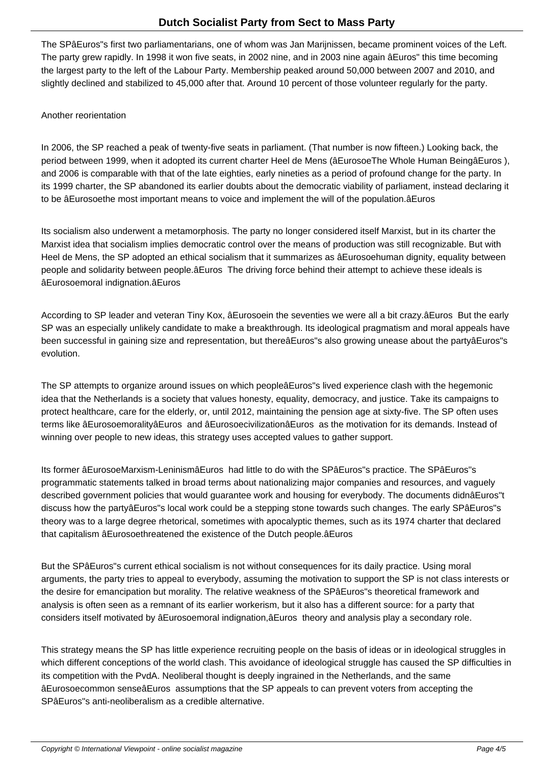The SPâEuros"s first two parliamentarians, one of whom was Jan Marijnissen, became prominent voices of the Left. The party grew rapidly. In 1998 it won five seats, in 2002 nine, and in 2003 nine again âEuros" this time becoming the largest party to the left of the Labour Party. Membership peaked around 50,000 between 2007 and 2010, and slightly declined and stabilized to 45,000 after that. Around 10 percent of those volunteer regularly for the party.

## Another reorientation

In 2006, the SP reached a peak of twenty-five seats in parliament. (That number is now fifteen.) Looking back, the period between 1999, when it adopted its current charter Heel de Mens (âEurosoeThe Whole Human BeingâEuros ), and 2006 is comparable with that of the late eighties, early nineties as a period of profound change for the party. In its 1999 charter, the SP abandoned its earlier doubts about the democratic viability of parliament, instead declaring it to be âEurosoethe most important means to voice and implement the will of the population.âEuros

Its socialism also underwent a metamorphosis. The party no longer considered itself Marxist, but in its charter the Marxist idea that socialism implies democratic control over the means of production was still recognizable. But with Heel de Mens, the SP adopted an ethical socialism that it summarizes as âEurosoehuman dignity, equality between people and solidarity between people.âEuros  The driving force behind their attempt to achieve these ideals is âEurosoemoral indignation.âEuros

According to SP leader and veteran Tiny Kox, âEurosoein the seventies we were all a bit crazy.âEuros  But the early SP was an especially unlikely candidate to make a breakthrough. Its ideological pragmatism and moral appeals have been successful in gaining size and representation, but thereâEuros"s also growing unease about the partyâEuros"s evolution.

The SP attempts to organize around issues on which peopleâEuros"s lived experience clash with the hegemonic idea that the Netherlands is a society that values honesty, equality, democracy, and justice. Take its campaigns to protect healthcare, care for the elderly, or, until 2012, maintaining the pension age at sixty-five. The SP often uses terms like âEurosoemoralityâEuros  and âEurosoecivilizationâEuros  as the motivation for its demands. Instead of winning over people to new ideas, this strategy uses accepted values to gather support.

Its former âEurosoeMarxism-LeninismâEuros  had little to do with the SPâEuros"s practice. The SPâEuros"s programmatic statements talked in broad terms about nationalizing major companies and resources, and vaguely described government policies that would guarantee work and housing for everybody. The documents didnâEuros"t discuss how the partyâEuros"s local work could be a stepping stone towards such changes. The early SPâEuros"s theory was to a large degree rhetorical, sometimes with apocalyptic themes, such as its 1974 charter that declared that capitalism âEurosoethreatened the existence of the Dutch people.âEuros

But the SPâEuros"s current ethical socialism is not without consequences for its daily practice. Using moral arguments, the party tries to appeal to everybody, assuming the motivation to support the SP is not class interests or the desire for emancipation but morality. The relative weakness of the SPâEuros"s theoretical framework and analysis is often seen as a remnant of its earlier workerism, but it also has a different source: for a party that considers itself motivated by âEurosoemoral indignation,âEuros  theory and analysis play a secondary role.

This strategy means the SP has little experience recruiting people on the basis of ideas or in ideological struggles in which different conceptions of the world clash. This avoidance of ideological struggle has caused the SP difficulties in its competition with the PvdA. Neoliberal thought is deeply ingrained in the Netherlands, and the same âEurosoecommon senseâEuros  assumptions that the SP appeals to can prevent voters from accepting the SPâEuros"s anti-neoliberalism as a credible alternative.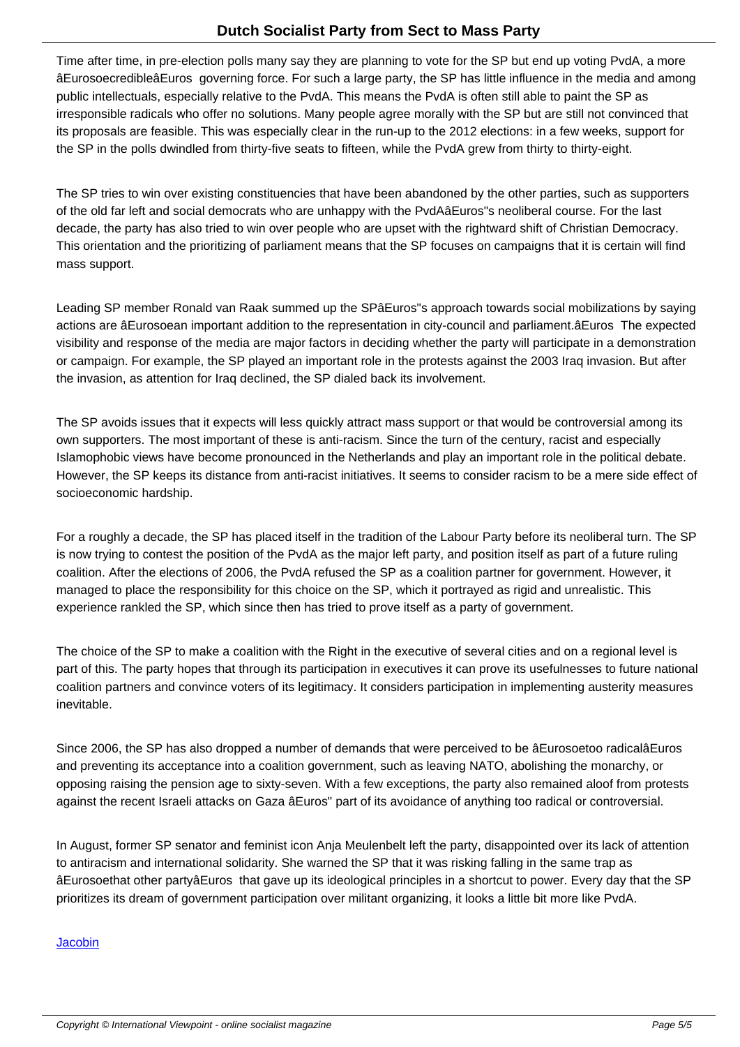Time after time, in pre-election polls many say they are planning to vote for the SP but end up voting PvdA, a more âEurosoecredibleâEuros  governing force. For such a large party, the SP has little influence in the media and among public intellectuals, especially relative to the PvdA. This means the PvdA is often still able to paint the SP as irresponsible radicals who offer no solutions. Many people agree morally with the SP but are still not convinced that its proposals are feasible. This was especially clear in the run-up to the 2012 elections: in a few weeks, support for the SP in the polls dwindled from thirty-five seats to fifteen, while the PvdA grew from thirty to thirty-eight.

The SP tries to win over existing constituencies that have been abandoned by the other parties, such as supporters of the old far left and social democrats who are unhappy with the PvdAâEuros"s neoliberal course. For the last decade, the party has also tried to win over people who are upset with the rightward shift of Christian Democracy. This orientation and the prioritizing of parliament means that the SP focuses on campaigns that it is certain will find mass support.

Leading SP member Ronald van Raak summed up the SPâEuros"s approach towards social mobilizations by saying actions are âEurosoean important addition to the representation in city-council and parliament.âEuros  The expected visibility and response of the media are major factors in deciding whether the party will participate in a demonstration or campaign. For example, the SP played an important role in the protests against the 2003 Iraq invasion. But after the invasion, as attention for Iraq declined, the SP dialed back its involvement.

The SP avoids issues that it expects will less quickly attract mass support or that would be controversial among its own supporters. The most important of these is anti-racism. Since the turn of the century, racist and especially Islamophobic views have become pronounced in the Netherlands and play an important role in the political debate. However, the SP keeps its distance from anti-racist initiatives. It seems to consider racism to be a mere side effect of socioeconomic hardship.

For a roughly a decade, the SP has placed itself in the tradition of the Labour Party before its neoliberal turn. The SP is now trying to contest the position of the PvdA as the major left party, and position itself as part of a future ruling coalition. After the elections of 2006, the PvdA refused the SP as a coalition partner for government. However, it managed to place the responsibility for this choice on the SP, which it portrayed as rigid and unrealistic. This experience rankled the SP, which since then has tried to prove itself as a party of government.

The choice of the SP to make a coalition with the Right in the executive of several cities and on a regional level is part of this. The party hopes that through its participation in executives it can prove its usefulnesses to future national coalition partners and convince voters of its legitimacy. It considers participation in implementing austerity measures inevitable.

Since 2006, the SP has also dropped a number of demands that were perceived to be âEurosoetoo radicalâEuros and preventing its acceptance into a coalition government, such as leaving NATO, abolishing the monarchy, or opposing raising the pension age to sixty-seven. With a few exceptions, the party also remained aloof from protests against the recent Israeli attacks on Gaza âEuros" part of its avoidance of anything too radical or controversial.

In August, former SP senator and feminist icon Anja Meulenbelt left the party, disappointed over its lack of attention to antiracism and international solidarity. She warned the SP that it was risking falling in the same trap as âEurosoethat other partyâEuros  that gave up its ideological principles in a shortcut to power. Every day that the SP prioritizes its dream of government participation over militant organizing, it looks a little bit more like PvdA.

[Jacobin]